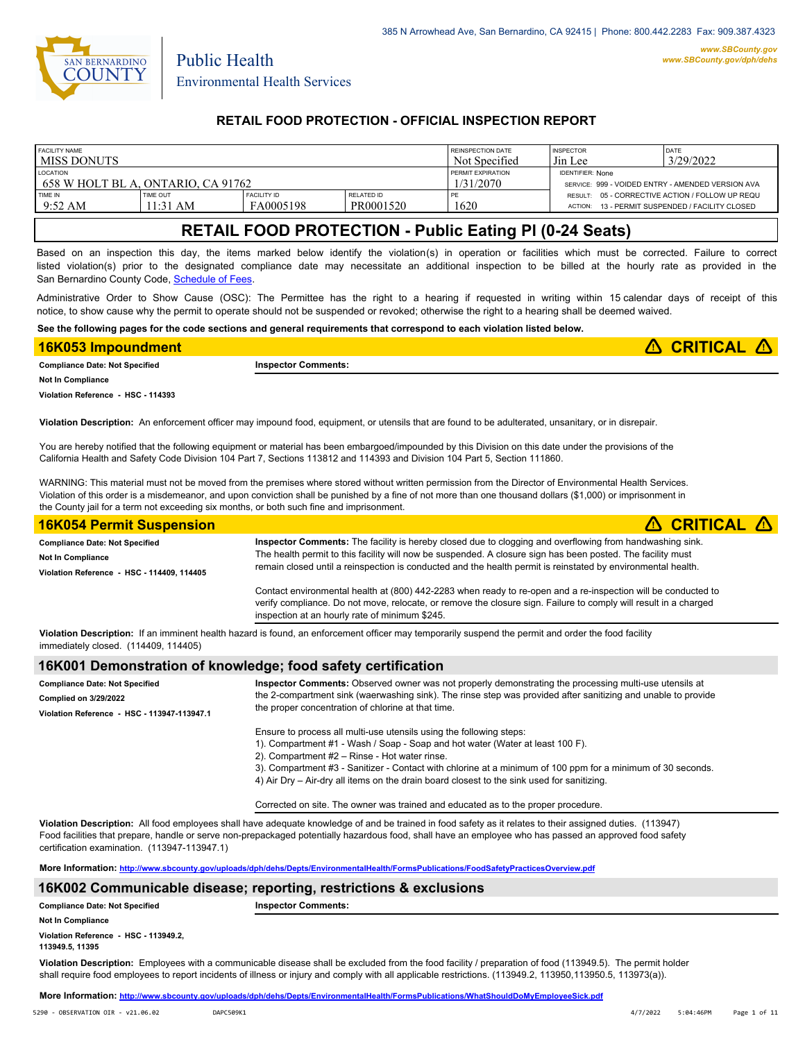385 N Arrowhead Ave, San Bernardino, CA 92415 | Phone: 800.442.2283 Fax: 909.387.4323

www.SBCounty.gov
www.SBCounty.gov/dph/dehs

SAN BERNARDINO COUNTY

Public Health
Environmental Health Services

## RETAIL FOOD PROTECTION - OFFICIAL INSPECTION REPORT

| FACILITY NAME | | | | REINSPECTION DATE | INSPECTOR | DATE |
|---|---|---|---|---|---|---|
| MISS DONUTS | | | | Not Specified | Jin Lee | 3/29/2022 |
| LOCATION | | | | PERMIT EXPIRATION | IDENTIFIER: None | |
| 658 W HOLT BL A, ONTARIO, CA 91762 | | | | 1/31/2070 | SERVICE: 999 - VOIDED ENTRY - AMENDED VERSION AVA | |
| TIME IN | TIME OUT | FACILITY ID | RELATED ID | PE | RESULT: 05 - CORRECTIVE ACTION / FOLLOW UP REQU | |
| 9:52 AM | 11:31 AM | FA0005198 | PR0001520 | 1620 | ACTION: 13 - PERMIT SUSPENDED / FACILITY CLOSED | |

# RETAIL FOOD PROTECTION - Public Eating Pl (0-24 Seats)

Based on an inspection this day, the items marked below identify the violation(s) in operation or facilities which must be corrected. Failure to correct listed violation(s) prior to the designated compliance date may necessitate an additional inspection to be billed at the hourly rate as provided in the San Bernardino County Code, Schedule of Fees.

Administrative Order to Show Cause (OSC): The Permittee has the right to a hearing if requested in writing within 15 calendar days of receipt of this notice, to show cause why the permit to operate should not be suspended or revoked; otherwise the right to a hearing shall be deemed waived.

**See the following pages for the code sections and general requirements that correspond to each violation listed below.**

## 16K053 Impoundment — ⚠ CRITICAL ⚠

**Compliance Date: Not Specified**
**Not In Compliance**
**Violation Reference - HSC - 114393**

**Inspector Comments:**

**Violation Description:** An enforcement officer may impound food, equipment, or utensils that are found to be adulterated, unsanitary, or in disrepair.

You are hereby notified that the following equipment or material has been embargoed/impounded by this Division on this date under the provisions of the California Health and Safety Code Division 104 Part 7, Sections 113812 and 114393 and Division 104 Part 5, Section 111860.

WARNING: This material must not be moved from the premises where stored without written permission from the Director of Environmental Health Services. Violation of this order is a misdemeanor, and upon conviction shall be punished by a fine of not more than one thousand dollars ($1,000) or imprisonment in the County jail for a term not exceeding six months, or both such fine and imprisonment.

## 16K054 Permit Suspension — ⚠ CRITICAL ⚠

**Compliance Date: Not Specified**
**Not In Compliance**
**Violation Reference - HSC - 114409, 114405**

**Inspector Comments:** The facility is hereby closed due to clogging and overflowing from handwashing sink. The health permit to this facility will now be suspended. A closure sign has been posted. The facility must remain closed until a reinspection is conducted and the health permit is reinstated by environmental health.

Contact environmental health at (800) 442-2283 when ready to re-open and a re-inspection will be conducted to verify compliance. Do not move, relocate, or remove the closure sign. Failure to comply will result in a charged inspection at an hourly rate of minimum $245.

**Violation Description:** If an imminent health hazard is found, an enforcement officer may temporarily suspend the permit and order the food facility immediately closed. (114409, 114405)

## 16K001 Demonstration of knowledge; food safety certification

**Compliance Date: Not Specified**
**Complied on 3/29/2022**
**Violation Reference - HSC - 113947-113947.1**

**Inspector Comments:** Observed owner was not properly demonstrating the processing multi-use utensils at the 2-compartment sink (waerwashing sink). The rinse step was provided after sanitizing and unable to provide the proper concentration of chlorine at that time.

Ensure to process all multi-use utensils using the following steps:
1). Compartment #1 - Wash / Soap - Soap and hot water (Water at least 100 F).
2). Compartment #2 – Rinse - Hot water rinse.
3). Compartment #3 - Sanitizer - Contact with chlorine at a minimum of 100 ppm for a minimum of 30 seconds.
4) Air Dry – Air-dry all items on the drain board closest to the sink used for sanitizing.

Corrected on site. The owner was trained and educated as to the proper procedure.

**Violation Description:** All food employees shall have adequate knowledge of and be trained in food safety as it relates to their assigned duties. (113947)
Food facilities that prepare, handle or serve non-prepackaged potentially hazardous food, shall have an employee who has passed an approved food safety certification examination. (113947-113947.1)

**More Information: http://www.sbcounty.gov/uploads/dph/dehs/Depts/EnvironmentalHealth/FormsPublications/FoodSafetyPracticesOverview.pdf**

## 16K002 Communicable disease; reporting, restrictions & exclusions

**Compliance Date: Not Specified**
**Not In Compliance**
**Violation Reference - HSC - 113949.2, 113949.5, 11395**

**Inspector Comments:**

**Violation Description:** Employees with a communicable disease shall be excluded from the food facility / preparation of food (113949.5). The permit holder shall require food employees to report incidents of illness or injury and comply with all applicable restrictions. (113949.2, 113950,113950.5, 113973(a)).

**More Information: http://www.sbcounty.gov/uploads/dph/dehs/Depts/EnvironmentalHealth/FormsPublications/WhatShouldDoMyEmployeeSick.pdf**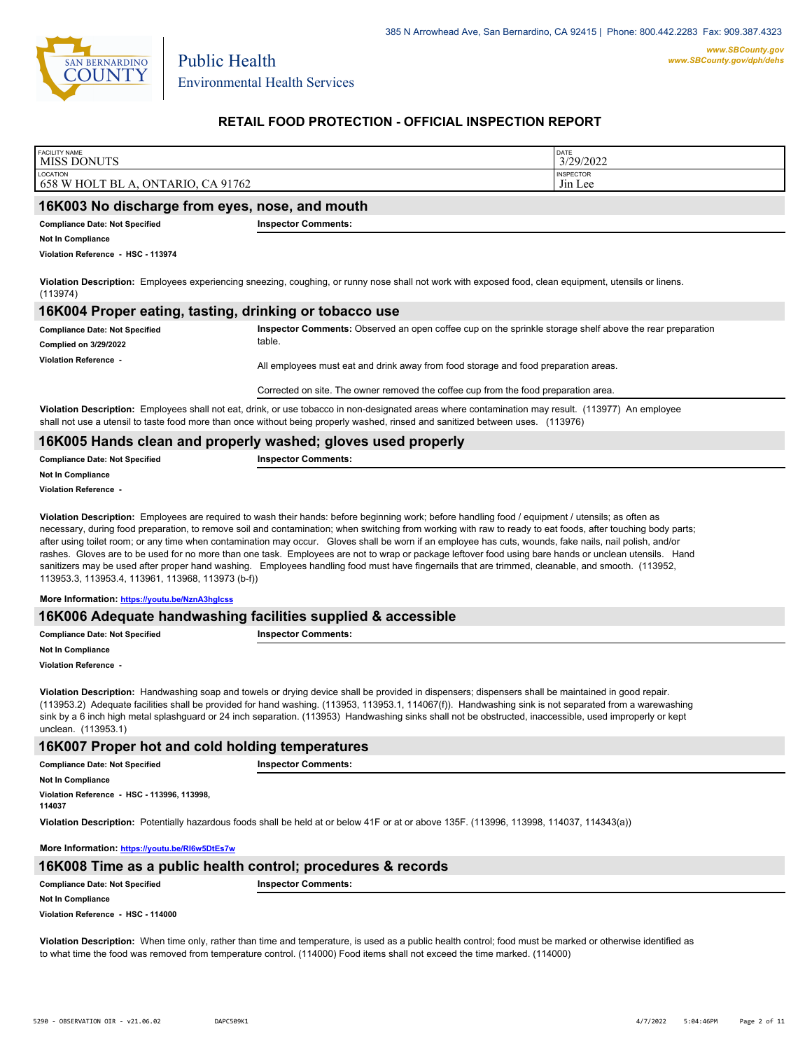# RETAIL FOOD PROTECTION - OFFICIAL INSPECTION REPORT

| FACILITY NAME | DATE |
|---|---|
| MISS DONUTS | 3/29/2022 |
| **LOCATION** | **INSPECTOR** |
| 658 W HOLT BL A, ONTARIO, CA 91762 | Jin Lee |

## 16K003 No discharge from eyes, nose, and mouth

**Compliance Date: Not Specified**

**Not In Compliance**

**Violation Reference - HSC - 113974**

**Inspector Comments:**

**Violation Description:** Employees experiencing sneezing, coughing, or runny nose shall not work with exposed food, clean equipment, utensils or linens. (113974)

## 16K004 Proper eating, tasting, drinking or tobacco use

**Compliance Date: Not Specified**

**Complied on 3/29/2022**

**Violation Reference -**

**Inspector Comments:** Observed an open coffee cup on the sprinkle storage shelf above the rear preparation table.

All employees must eat and drink away from food storage and food preparation areas.

Corrected on site. The owner removed the coffee cup from the food preparation area.

**Violation Description:** Employees shall not eat, drink, or use tobacco in non-designated areas where contamination may result. (113977) An employee shall not use a utensil to taste food more than once without being properly washed, rinsed and sanitized between uses. (113976)

## 16K005 Hands clean and properly washed; gloves used properly

**Compliance Date: Not Specified**

**Not In Compliance**

**Violation Reference -**

**Inspector Comments:**

**Violation Description:** Employees are required to wash their hands: before beginning work; before handling food / equipment / utensils; as often as necessary, during food preparation, to remove soil and contamination; when switching from working with raw to ready to eat foods, after touching body parts; after using toilet room; or any time when contamination may occur. Gloves shall be worn if an employee has cuts, wounds, fake nails, nail polish, and/or rashes. Gloves are to be used for no more than one task. Employees are not to wrap or package leftover food using bare hands or unclean utensils. Hand sanitizers may be used after proper hand washing. Employees handling food must have fingernails that are trimmed, cleanable, and smooth. (113952, 113953.3, 113953.4, 113961, 113968, 113973 (b-f))

**More Information:** https://youtu.be/NznA3hgIcss

## 16K006 Adequate handwashing facilities supplied & accessible

**Compliance Date: Not Specified**

**Not In Compliance**

**Violation Reference -**

**Inspector Comments:**

**Violation Description:** Handwashing soap and towels or drying device shall be provided in dispensers; dispensers shall be maintained in good repair. (113953.2) Adequate facilities shall be provided for hand washing. (113953, 113953.1, 114067(f)). Handwashing sink is not separated from a warewashing sink by a 6 inch high metal splashguard or 24 inch separation. (113953) Handwashing sinks shall not be obstructed, inaccessible, used improperly or kept unclean. (113953.1)

## 16K007 Proper hot and cold holding temperatures

**Compliance Date: Not Specified**

**Not In Compliance**

**Violation Reference - HSC - 113996, 113998, 114037**

**Inspector Comments:**

**Violation Description:** Potentially hazardous foods shall be held at or below 41F or at or above 135F. (113996, 113998, 114037, 114343(a))

**More Information:** https://youtu.be/RI6w5DtEs7w

## 16K008 Time as a public health control; procedures & records

**Compliance Date: Not Specified**

**Not In Compliance**

**Violation Reference - HSC - 114000**

**Inspector Comments:**

**Violation Description:** When time only, rather than time and temperature, is used as a public health control; food must be marked or otherwise identified as to what time the food was removed from temperature control. (114000) Food items shall not exceed the time marked. (114000)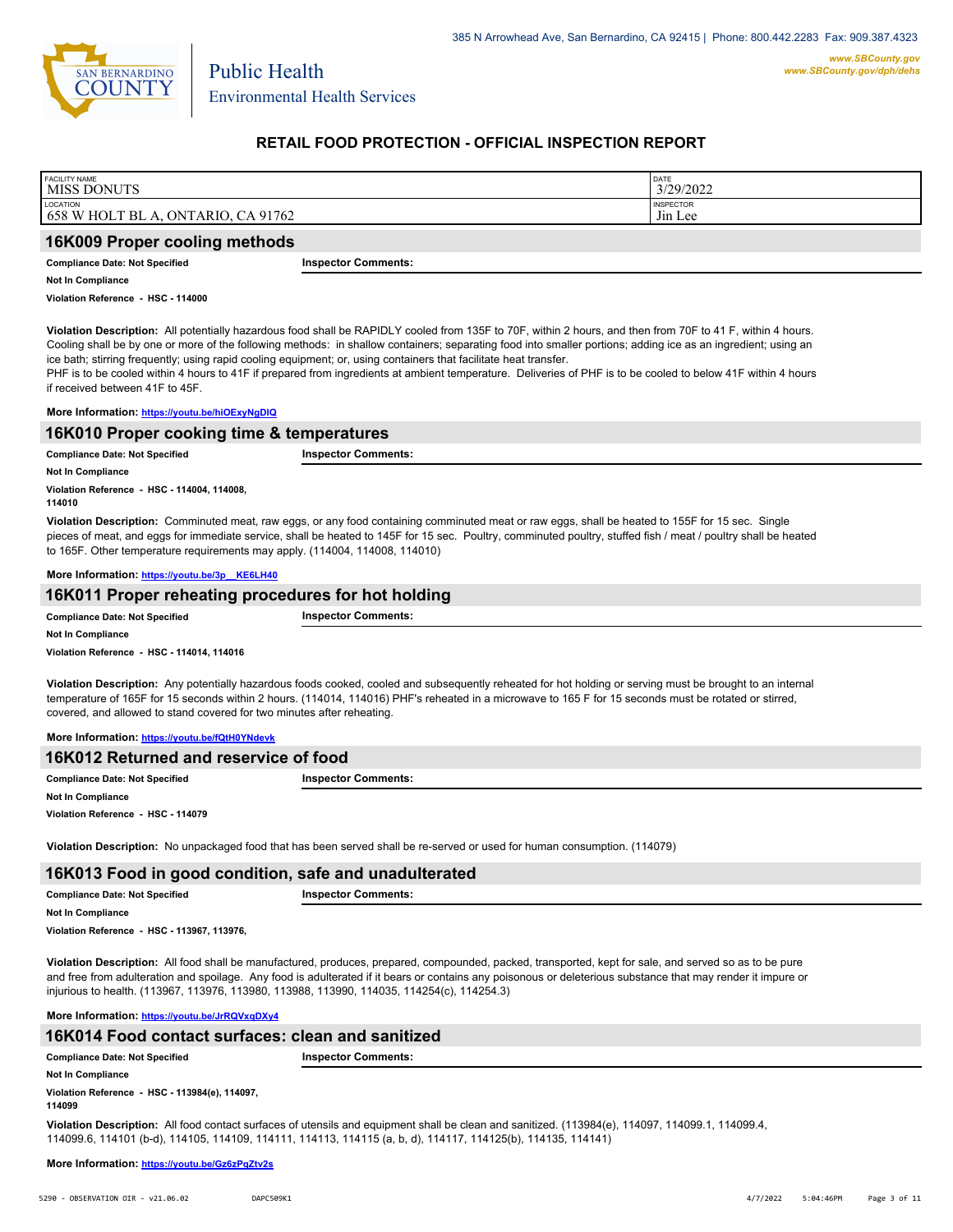San Bernardino County Public Health Environmental Health Services

385 N Arrowhead Ave, San Bernardino, CA 92415 | Phone: 800.442.2283 Fax: 909.387.4323

www.SBCounty.gov
www.SBCounty.gov/dph/dehs

## RETAIL FOOD PROTECTION - OFFICIAL INSPECTION REPORT

| FACILITY NAME | DATE |
|---|---|
| MISS DONUTS | 3/29/2022 |
| **LOCATION** | **INSPECTOR** |
| 658 W HOLT BL A, ONTARIO, CA 91762 | Jin Lee |

## 16K009 Proper cooling methods

**Compliance Date: Not Specified**

**Inspector Comments:**

**Not In Compliance**

**Violation Reference - HSC - 114000**

**Violation Description:** All potentially hazardous food shall be RAPIDLY cooled from 135F to 70F, within 2 hours, and then from 70F to 41 F, within 4 hours. Cooling shall be by one or more of the following methods: in shallow containers; separating food into smaller portions; adding ice as an ingredient; using an ice bath; stirring frequently; using rapid cooling equipment; or, using containers that facilitate heat transfer.
PHF is to be cooled within 4 hours to 41F if prepared from ingredients at ambient temperature. Deliveries of PHF is to be cooled to below 41F within 4 hours if received between 41F to 45F.

**More Information: https://youtu.be/hiOExyNgDIQ**

## 16K010 Proper cooking time & temperatures

**Compliance Date: Not Specified**

**Inspector Comments:**

**Not In Compliance**

**Violation Reference - HSC - 114004, 114008, 114010**

**Violation Description:** Comminuted meat, raw eggs, or any food containing comminuted meat or raw eggs, shall be heated to 155F for 15 sec. Single pieces of meat, and eggs for immediate service, shall be heated to 145F for 15 sec. Poultry, comminuted poultry, stuffed fish / meat / poultry shall be heated to 165F. Other temperature requirements may apply. (114004, 114008, 114010)

**More Information: https://youtu.be/3p__KE6LH40**

## 16K011 Proper reheating procedures for hot holding

**Compliance Date: Not Specified**

**Inspector Comments:**

**Not In Compliance**

**Violation Reference - HSC - 114014, 114016**

**Violation Description:** Any potentially hazardous foods cooked, cooled and subsequently reheated for hot holding or serving must be brought to an internal temperature of 165F for 15 seconds within 2 hours. (114014, 114016) PHF's reheated in a microwave to 165 F for 15 seconds must be rotated or stirred, covered, and allowed to stand covered for two minutes after reheating.

**More Information: https://youtu.be/fQtH0YNdevk**

## 16K012 Returned and reservice of food

**Compliance Date: Not Specified**

**Inspector Comments:**

**Not In Compliance**

**Violation Reference - HSC - 114079**

**Violation Description:** No unpackaged food that has been served shall be re-served or used for human consumption. (114079)

## 16K013 Food in good condition, safe and unadulterated

**Compliance Date: Not Specified**

**Inspector Comments:**

**Not In Compliance**

**Violation Reference - HSC - 113967, 113976,**

**Violation Description:** All food shall be manufactured, produces, prepared, compounded, packed, transported, kept for sale, and served so as to be pure and free from adulteration and spoilage. Any food is adulterated if it bears or contains any poisonous or deleterious substance that may render it impure or injurious to health. (113967, 113976, 113980, 113988, 113990, 114035, 114254(c), 114254.3)

**More Information: https://youtu.be/JrRQVxqDXy4**

## 16K014 Food contact surfaces: clean and sanitized

**Compliance Date: Not Specified**

**Inspector Comments:**

**Not In Compliance**

**Violation Reference - HSC - 113984(e), 114097, 114099**

**Violation Description:** All food contact surfaces of utensils and equipment shall be clean and sanitized. (113984(e), 114097, 114099.1, 114099.4, 114099.6, 114101 (b-d), 114105, 114109, 114111, 114113, 114115 (a, b, d), 114117, 114125(b), 114135, 114141)

**More Information: https://youtu.be/Gz6zPqZtv2s**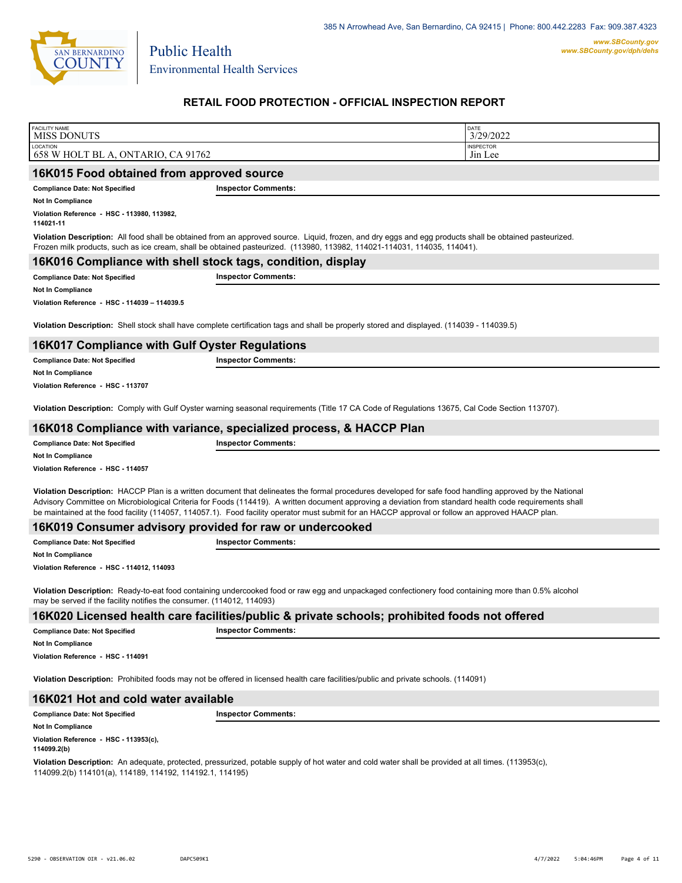Public Health
Environmental Health Services

385 N Arrowhead Ave, San Bernardino, CA 92415 | Phone: 800.442.2283 Fax: 909.387.4323

www.SBCounty.gov
www.SBCounty.gov/dph/dehs

## RETAIL FOOD PROTECTION - OFFICIAL INSPECTION REPORT

| FACILITY NAME | DATE |
|---|---|
| MISS DONUTS | 3/29/2022 |
| **LOCATION** | **INSPECTOR** |
| 658 W HOLT BL A, ONTARIO, CA 91762 | Jin Lee |

### 16K015 Food obtained from approved source

**Compliance Date: Not Specified**

**Inspector Comments:**

**Not In Compliance**

**Violation Reference - HSC - 113980, 113982, 114021-11**

**Violation Description:** All food shall be obtained from an approved source. Liquid, frozen, and dry eggs and egg products shall be obtained pasteurized. Frozen milk products, such as ice cream, shall be obtained pasteurized. (113980, 113982, 114021-114031, 114035, 114041).

### 16K016 Compliance with shell stock tags, condition, display

**Compliance Date: Not Specified**

**Inspector Comments:**

**Not In Compliance**

**Violation Reference - HSC - 114039 – 114039.5**

**Violation Description:** Shell stock shall have complete certification tags and shall be properly stored and displayed. (114039 - 114039.5)

### 16K017 Compliance with Gulf Oyster Regulations

**Compliance Date: Not Specified**

**Inspector Comments:**

**Not In Compliance**

**Violation Reference - HSC - 113707**

**Violation Description:** Comply with Gulf Oyster warning seasonal requirements (Title 17 CA Code of Regulations 13675, Cal Code Section 113707).

### 16K018 Compliance with variance, specialized process, & HACCP Plan

**Compliance Date: Not Specified**

**Inspector Comments:**

**Not In Compliance**

**Violation Reference - HSC - 114057**

**Violation Description:** HACCP Plan is a written document that delineates the formal procedures developed for safe food handling approved by the National Advisory Committee on Microbiological Criteria for Foods (114419). A written document approving a deviation from standard health code requirements shall be maintained at the food facility (114057, 114057.1). Food facility operator must submit for an HACCP approval or follow an approved HAACP plan.

### 16K019 Consumer advisory provided for raw or undercooked

**Compliance Date: Not Specified**

**Inspector Comments:**

**Not In Compliance**

**Violation Reference - HSC - 114012, 114093**

**Violation Description:** Ready-to-eat food containing undercooked food or raw egg and unpackaged confectionery food containing more than 0.5% alcohol may be served if the facility notifies the consumer. (114012, 114093)

### 16K020 Licensed health care facilities/public & private schools; prohibited foods not offered

**Compliance Date: Not Specified**

**Inspector Comments:**

**Not In Compliance**

**Violation Reference - HSC - 114091**

**Violation Description:** Prohibited foods may not be offered in licensed health care facilities/public and private schools. (114091)

### 16K021 Hot and cold water available

**Compliance Date: Not Specified**

**Inspector Comments:**

**Not In Compliance**

**Violation Reference - HSC - 113953(c), 114099.2(b)**

**Violation Description:** An adequate, protected, pressurized, potable supply of hot water and cold water shall be provided at all times. (113953(c), 114099.2(b) 114101(a), 114189, 114192, 114192.1, 114195)

5290 - OBSERVATION OIR - v21.06.02 DAPC509K1 4/7/2022 5:04:46PM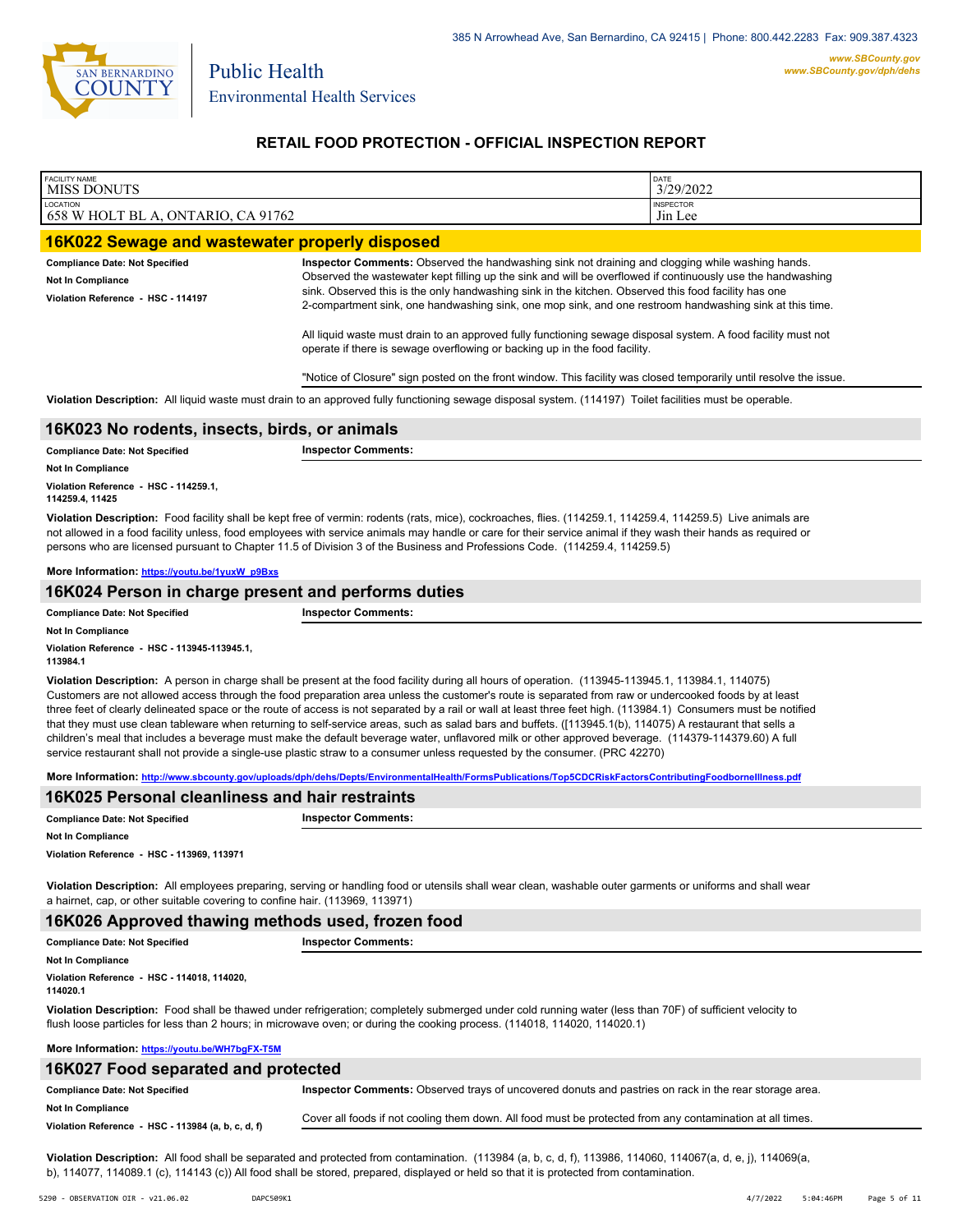## RETAIL FOOD PROTECTION - OFFICIAL INSPECTION REPORT

| FACILITY NAME | DATE |
|---|---|
| MISS DONUTS | 3/29/2022 |
| LOCATION | INSPECTOR |
| 658 W HOLT BL A, ONTARIO, CA 91762 | Jin Lee |

### 16K022 Sewage and wastewater properly disposed

**Compliance Date: Not Specified**

**Not In Compliance**

**Violation Reference - HSC - 114197**

**Inspector Comments:** Observed the handwashing sink not draining and clogging while washing hands. Observed the wastewater kept filling up the sink and will be overflowed if continuously use the handwashing sink. Observed this is the only handwashing sink in the kitchen. Observed this food facility has one 2-compartment sink, one handwashing sink, one mop sink, and one restroom handwashing sink at this time.

All liquid waste must drain to an approved fully functioning sewage disposal system. A food facility must not operate if there is sewage overflowing or backing up in the food facility.

"Notice of Closure" sign posted on the front window. This facility was closed temporarily until resolve the issue.

**Violation Description:** All liquid waste must drain to an approved fully functioning sewage disposal system. (114197) Toilet facilities must be operable.

### 16K023 No rodents, insects, birds, or animals

**Compliance Date: Not Specified**

**Not In Compliance**

**Violation Reference - HSC - 114259.1, 114259.4, 11425**

**Inspector Comments:**

**Violation Description:** Food facility shall be kept free of vermin: rodents (rats, mice), cockroaches, flies. (114259.1, 114259.4, 114259.5) Live animals are not allowed in a food facility unless, food employees with service animals may handle or care for their service animal if they wash their hands as required or persons who are licensed pursuant to Chapter 11.5 of Division 3 of the Business and Professions Code. (114259.4, 114259.5)

**More Information:** https://youtu.be/1yuxW_p9Bxs

### 16K024 Person in charge present and performs duties

**Compliance Date: Not Specified**

**Not In Compliance**

**Violation Reference - HSC - 113945-113945.1, 113984.1**

**Inspector Comments:**

**Violation Description:** A person in charge shall be present at the food facility during all hours of operation. (113945-113945.1, 113984.1, 114075) Customers are not allowed access through the food preparation area unless the customer's route is separated from raw or undercooked foods by at least three feet of clearly delineated space or the route of access is not separated by a rail or wall at least three feet high. (113984.1) Consumers must be notified that they must use clean tableware when returning to self-service areas, such as salad bars and buffets. ([113945.1(b), 114075) A restaurant that sells a children's meal that includes a beverage must make the default beverage water, unflavored milk or other approved beverage. (114379-114379.60) A full service restaurant shall not provide a single-use plastic straw to a consumer unless requested by the consumer. (PRC 42270)

**More Information:** http://www.sbcounty.gov/uploads/dph/dehs/Depts/EnvironmentalHealth/FormsPublications/Top5CDCRiskFactorsContributingFoodborneIllness.pdf

### 16K025 Personal cleanliness and hair restraints

**Compliance Date: Not Specified**

**Not In Compliance**

**Violation Reference - HSC - 113969, 113971**

**Inspector Comments:**

**Violation Description:** All employees preparing, serving or handling food or utensils shall wear clean, washable outer garments or uniforms and shall wear a hairnet, cap, or other suitable covering to confine hair. (113969, 113971)

### 16K026 Approved thawing methods used, frozen food

**Compliance Date: Not Specified**

**Not In Compliance**

**Violation Reference - HSC - 114018, 114020, 114020.1**

**Inspector Comments:**

**Violation Description:** Food shall be thawed under refrigeration; completely submerged under cold running water (less than 70F) of sufficient velocity to flush loose particles for less than 2 hours; in microwave oven; or during the cooking process. (114018, 114020, 114020.1)

**More Information:** https://youtu.be/WH7bgFX-T5M

### 16K027 Food separated and protected

**Compliance Date: Not Specified**

**Not In Compliance**

**Violation Reference - HSC - 113984 (a, b, c, d, f)**

**Inspector Comments:** Observed trays of uncovered donuts and pastries on rack in the rear storage area.

Cover all foods if not cooling them down. All food must be protected from any contamination at all times.

**Violation Description:** All food shall be separated and protected from contamination. (113984 (a, b, c, d, f), 113986, 114060, 114067(a, d, e, j), 114069(a, b), 114077, 114089.1 (c), 114143 (c)) All food shall be stored, prepared, displayed or held so that it is protected from contamination.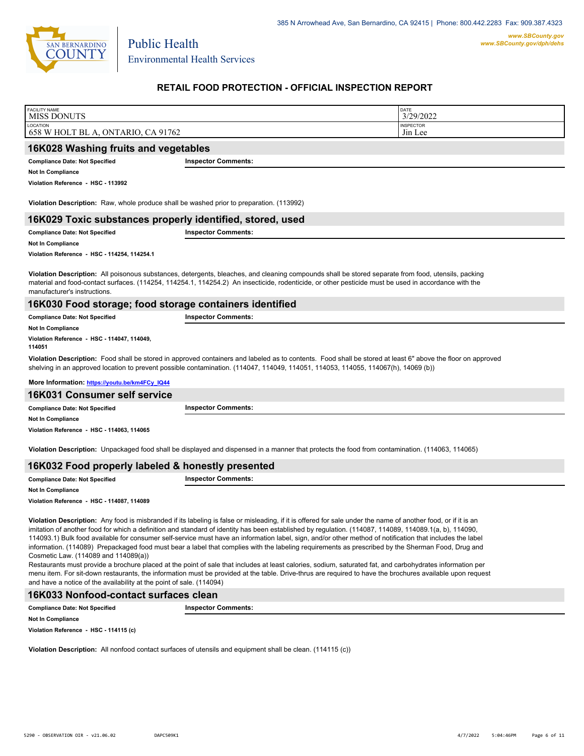Public Health
Environmental Health Services

## RETAIL FOOD PROTECTION - OFFICIAL INSPECTION REPORT

| FACILITY NAME | DATE |
| --- | --- |
| MISS DONUTS | 3/29/2022 |
| **LOCATION** | **INSPECTOR** |
| 658 W HOLT BL A, ONTARIO, CA 91762 | Jin Lee |

### 16K028 Washing fruits and vegetables

**Compliance Date: Not Specified**

**Not In Compliance**

**Violation Reference - HSC - 113992**

**Inspector Comments:**

**Violation Description:** Raw, whole produce shall be washed prior to preparation. (113992)

### 16K029 Toxic substances properly identified, stored, used

**Compliance Date: Not Specified**

**Not In Compliance**

**Violation Reference - HSC - 114254, 114254.1**

**Inspector Comments:**

**Violation Description:** All poisonous substances, detergents, bleaches, and cleaning compounds shall be stored separate from food, utensils, packing material and food-contact surfaces. (114254, 114254.1, 114254.2) An insecticide, rodenticide, or other pesticide must be used in accordance with the manufacturer's instructions.

### 16K030 Food storage; food storage containers identified

**Compliance Date: Not Specified**

**Not In Compliance**

**Violation Reference - HSC - 114047, 114049, 114051**

**Inspector Comments:**

**Violation Description:** Food shall be stored in approved containers and labeled as to contents. Food shall be stored at least 6" above the floor on approved shelving in an approved location to prevent possible contamination. (114047, 114049, 114051, 114053, 114055, 114067(h), 14069 (b))

**More Information:** https://youtu.be/km4FCy_IQ44

### 16K031 Consumer self service

**Compliance Date: Not Specified**

**Not In Compliance**

**Violation Reference - HSC - 114063, 114065**

**Inspector Comments:**

**Violation Description:** Unpackaged food shall be displayed and dispensed in a manner that protects the food from contamination. (114063, 114065)

### 16K032 Food properly labeled & honestly presented

**Compliance Date: Not Specified**

**Not In Compliance**

**Violation Reference - HSC - 114087, 114089**

**Inspector Comments:**

**Violation Description:** Any food is misbranded if its labeling is false or misleading, if it is offered for sale under the name of another food, or if it is an imitation of another food for which a definition and standard of identity has been established by regulation. (114087, 114089, 114089.1(a, b), 114090, 114093.1) Bulk food available for consumer self-service must have an information label, sign, and/or other method of notification that includes the label information. (114089) Prepackaged food must bear a label that complies with the labeling requirements as prescribed by the Sherman Food, Drug and Cosmetic Law. (114089 and 114089(a))
Restaurants must provide a brochure placed at the point of sale that includes at least calories, sodium, saturated fat, and carbohydrates information per menu item. For sit-down restaurants, the information must be provided at the table. Drive-thrus are required to have the brochures available upon request and have a notice of the availability at the point of sale. (114094)

### 16K033 Nonfood-contact surfaces clean

**Compliance Date: Not Specified**

**Not In Compliance**

**Violation Reference - HSC - 114115 (c)**

**Inspector Comments:**

**Violation Description:** All nonfood contact surfaces of utensils and equipment shall be clean. (114115 (c))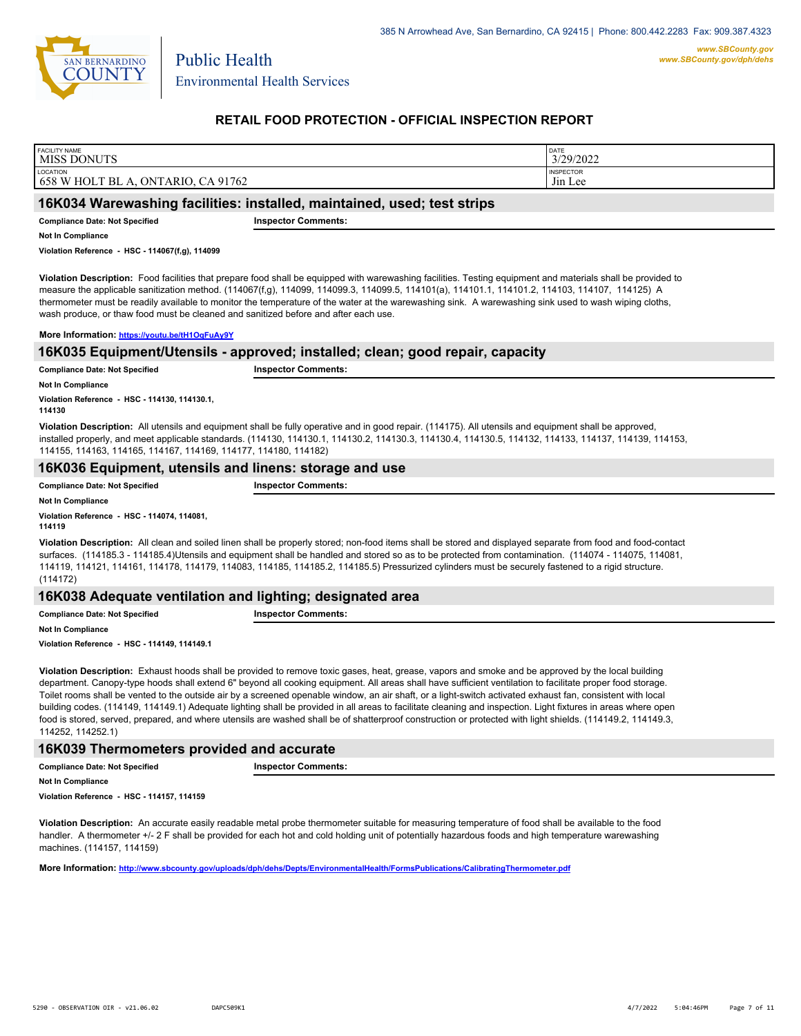385 N Arrowhead Ave, San Bernardino, CA 92415 | Phone: 800.442.2283 Fax: 909.387.4323

www.SBCounty.gov
www.SBCounty.gov/dph/dehs

Public Health
Environmental Health Services

## RETAIL FOOD PROTECTION - OFFICIAL INSPECTION REPORT

| FACILITY NAME | DATE |
| --- | --- |
| MISS DONUTS | 3/29/2022 |
| **LOCATION** | **INSPECTOR** |
| 658 W HOLT BL A, ONTARIO, CA 91762 | Jin Lee |

### 16K034 Warewashing facilities: installed, maintained, used; test strips

**Compliance Date: Not Specified**

**Inspector Comments:**

**Not In Compliance**

**Violation Reference - HSC - 114067(f,g), 114099**

**Violation Description:** Food facilities that prepare food shall be equipped with warewashing facilities. Testing equipment and materials shall be provided to measure the applicable sanitization method. (114067(f,g), 114099, 114099.3, 114099.5, 114101(a), 114101.1, 114101.2, 114103, 114107, 114125) A thermometer must be readily available to monitor the temperature of the water at the warewashing sink. A warewashing sink used to wash wiping cloths, wash produce, or thaw food must be cleaned and sanitized before and after each use.

**More Information: https://youtu.be/tH1OqFuAy9Y**

### 16K035 Equipment/Utensils - approved; installed; clean; good repair, capacity

**Compliance Date: Not Specified**

**Inspector Comments:**

**Not In Compliance**

**Violation Reference - HSC - 114130, 114130.1, 114130**

**Violation Description:** All utensils and equipment shall be fully operative and in good repair. (114175). All utensils and equipment shall be approved, installed properly, and meet applicable standards. (114130, 114130.1, 114130.2, 114130.3, 114130.4, 114130.5, 114132, 114133, 114137, 114139, 114153, 114155, 114163, 114165, 114167, 114169, 114177, 114180, 114182)

### 16K036 Equipment, utensils and linens: storage and use

**Compliance Date: Not Specified**

**Inspector Comments:**

**Not In Compliance**

**Violation Reference - HSC - 114074, 114081, 114119**

**Violation Description:** All clean and soiled linen shall be properly stored; non-food items shall be stored and displayed separate from food and food-contact surfaces. (114185.3 - 114185.4)Utensils and equipment shall be handled and stored so as to be protected from contamination. (114074 - 114075, 114081, 114119, 114121, 114161, 114178, 114179, 114083, 114185, 114185.2, 114185.5) Pressurized cylinders must be securely fastened to a rigid structure. (114172)

### 16K038 Adequate ventilation and lighting; designated area

**Compliance Date: Not Specified**

**Inspector Comments:**

**Not In Compliance**

**Violation Reference - HSC - 114149, 114149.1**

**Violation Description:** Exhaust hoods shall be provided to remove toxic gases, heat, grease, vapors and smoke and be approved by the local building department. Canopy-type hoods shall extend 6" beyond all cooking equipment. All areas shall have sufficient ventilation to facilitate proper food storage. Toilet rooms shall be vented to the outside air by a screened openable window, an air shaft, or a light-switch activated exhaust fan, consistent with local building codes. (114149, 114149.1) Adequate lighting shall be provided in all areas to facilitate cleaning and inspection. Light fixtures in areas where open food is stored, served, prepared, and where utensils are washed shall be of shatterproof construction or protected with light shields. (114149.2, 114149.3, 114252, 114252.1)

### 16K039 Thermometers provided and accurate

**Compliance Date: Not Specified**

**Inspector Comments:**

**Not In Compliance**

**Violation Reference - HSC - 114157, 114159**

**Violation Description:** An accurate easily readable metal probe thermometer suitable for measuring temperature of food shall be available to the food handler. A thermometer +/- 2 F shall be provided for each hot and cold holding unit of potentially hazardous foods and high temperature warewashing machines. (114157, 114159)

**More Information: http://www.sbcounty.gov/uploads/dph/dehs/Depts/EnvironmentalHealth/FormsPublications/CalibratingThermometer.pdf**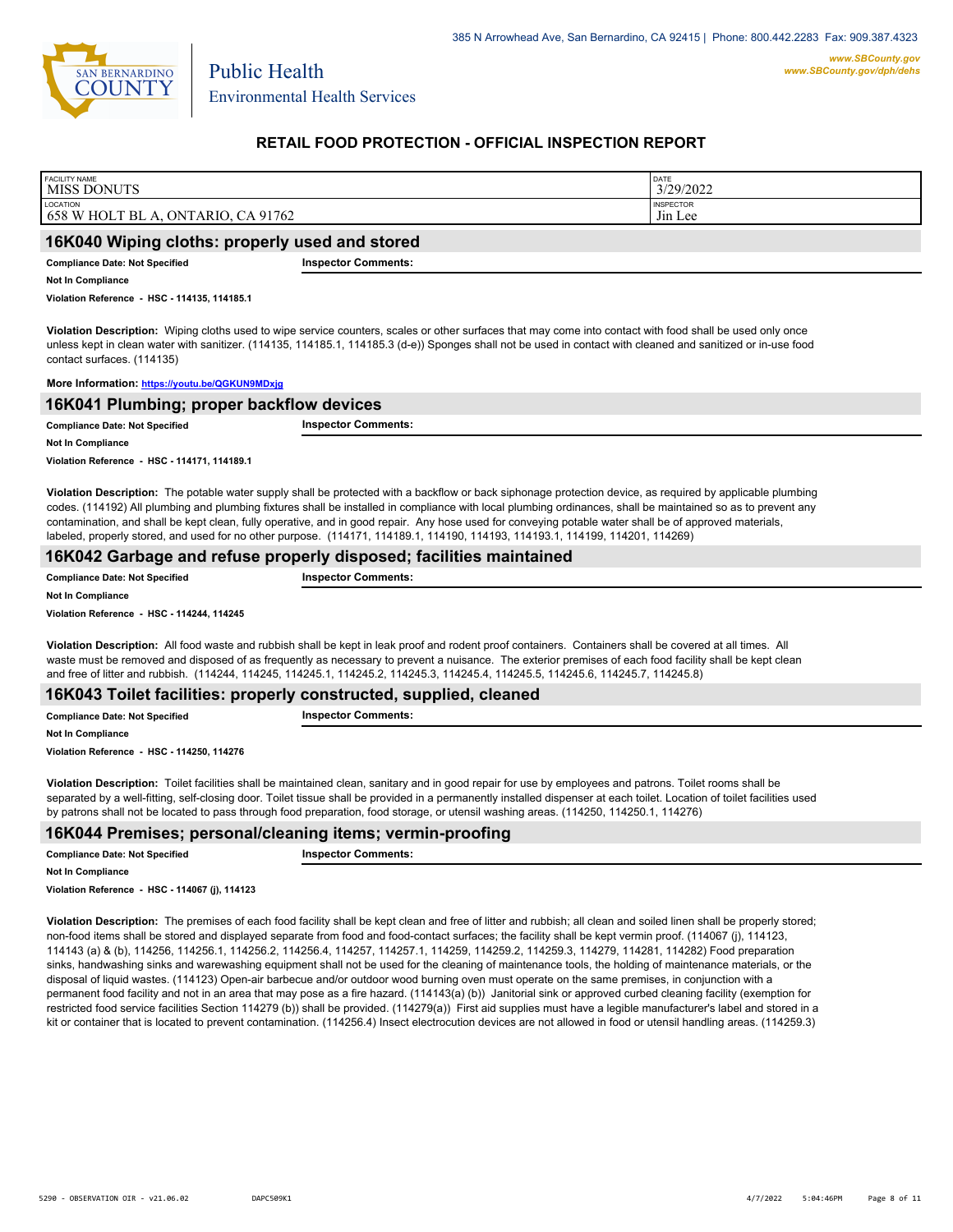| FACILITY NAME | DATE |
| --- | --- |
| MISS DONUTS | 3/29/2022 |
| LOCATION | INSPECTOR |
| 658 W HOLT BL A, ONTARIO, CA 91762 | Jin Lee |

## 16K040 Wiping cloths: properly used and stored

**Compliance Date: Not Specified**

**Inspector Comments:**

**Not In Compliance**

**Violation Reference - HSC - 114135, 114185.1**

**Violation Description:** Wiping cloths used to wipe service counters, scales or other surfaces that may come into contact with food shall be used only once unless kept in clean water with sanitizer. (114135, 114185.1, 114185.3 (d-e)) Sponges shall not be used in contact with cleaned and sanitized or in-use food contact surfaces. (114135)

**More Information:** https://youtu.be/QGKUN9MDxjg

## 16K041 Plumbing; proper backflow devices

**Compliance Date: Not Specified**

**Inspector Comments:**

**Not In Compliance**

**Violation Reference - HSC - 114171, 114189.1**

**Violation Description:** The potable water supply shall be protected with a backflow or back siphonage protection device, as required by applicable plumbing codes. (114192) All plumbing and plumbing fixtures shall be installed in compliance with local plumbing ordinances, shall be maintained so as to prevent any contamination, and shall be kept clean, fully operative, and in good repair. Any hose used for conveying potable water shall be of approved materials, labeled, properly stored, and used for no other purpose. (114171, 114189.1, 114190, 114193, 114193.1, 114199, 114201, 114269)

## 16K042 Garbage and refuse properly disposed; facilities maintained

**Compliance Date: Not Specified**

**Inspector Comments:**

**Not In Compliance**

**Violation Reference - HSC - 114244, 114245**

**Violation Description:** All food waste and rubbish shall be kept in leak proof and rodent proof containers. Containers shall be covered at all times. All waste must be removed and disposed of as frequently as necessary to prevent a nuisance. The exterior premises of each food facility shall be kept clean and free of litter and rubbish. (114244, 114245, 114245.1, 114245.2, 114245.3, 114245.4, 114245.5, 114245.6, 114245.7, 114245.8)

## 16K043 Toilet facilities: properly constructed, supplied, cleaned

**Compliance Date: Not Specified**

**Inspector Comments:**

**Not In Compliance**

**Violation Reference - HSC - 114250, 114276**

**Violation Description:** Toilet facilities shall be maintained clean, sanitary and in good repair for use by employees and patrons. Toilet rooms shall be separated by a well-fitting, self-closing door. Toilet tissue shall be provided in a permanently installed dispenser at each toilet. Location of toilet facilities used by patrons shall not be located to pass through food preparation, food storage, or utensil washing areas. (114250, 114250.1, 114276)

## 16K044 Premises; personal/cleaning items; vermin-proofing

**Compliance Date: Not Specified**

**Inspector Comments:**

**Not In Compliance**

**Violation Reference - HSC - 114067 (j), 114123**

**Violation Description:** The premises of each food facility shall be kept clean and free of litter and rubbish; all clean and soiled linen shall be properly stored; non-food items shall be stored and displayed separate from food and food-contact surfaces; the facility shall be kept vermin proof. (114067 (j), 114123, 114143 (a) & (b), 114256, 114256.1, 114256.2, 114256.4, 114257, 114257.1, 114259, 114259.2, 114259.3, 114279, 114281, 114282) Food preparation sinks, handwashing sinks and warewashing equipment shall not be used for the cleaning of maintenance tools, the holding of maintenance materials, or the disposal of liquid wastes. (114123) Open-air barbecue and/or outdoor wood burning oven must operate on the same premises, in conjunction with a permanent food facility and not in an area that may pose as a fire hazard. (114143(a) (b)) Janitorial sink or approved curbed cleaning facility (exemption for restricted food service facilities Section 114279 (b)) shall be provided. (114279(a)) First aid supplies must have a legible manufacturer's label and stored in a kit or container that is located to prevent contamination. (114256.4) Insect electrocution devices are not allowed in food or utensil handling areas. (114259.3)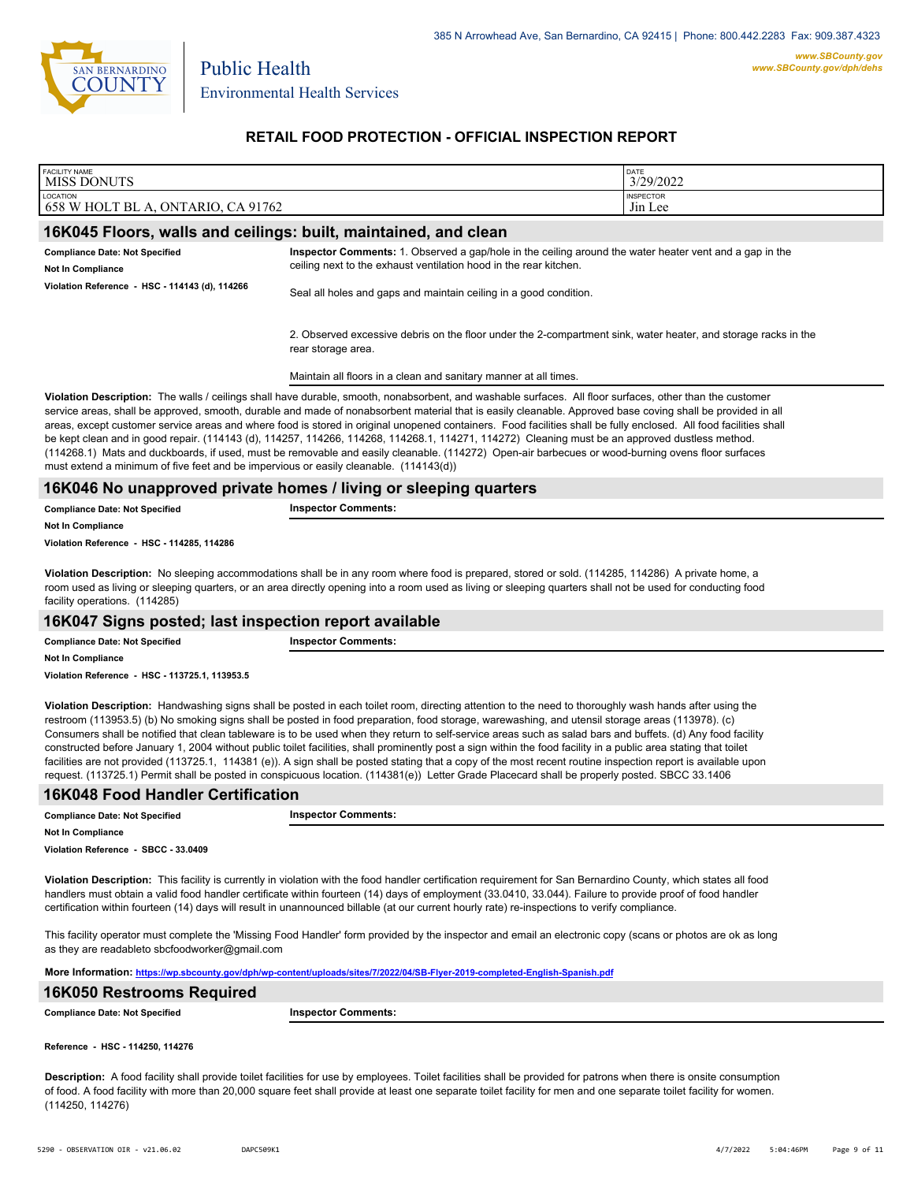385 N Arrowhead Ave, San Bernardino, CA 92415 | Phone: 800.442.2283 Fax: 909.387.4323

www.SBCounty.gov
www.SBCounty.gov/dph/dehs

Public Health
Environmental Health Services

## RETAIL FOOD PROTECTION - OFFICIAL INSPECTION REPORT

| FACILITY NAME | DATE |
| --- | --- |
| MISS DONUTS | 3/29/2022 |
| LOCATION | INSPECTOR |
| 658 W HOLT BL A, ONTARIO, CA 91762 | Jin Lee |

### 16K045 Floors, walls and ceilings: built, maintained, and clean

**Compliance Date: Not Specified**
**Not In Compliance**
**Violation Reference - HSC - 114143 (d), 114266**

**Inspector Comments:** 1. Observed a gap/hole in the ceiling around the water heater vent and a gap in the ceiling next to the exhaust ventilation hood in the rear kitchen.

Seal all holes and gaps and maintain ceiling in a good condition.

2. Observed excessive debris on the floor under the 2-compartment sink, water heater, and storage racks in the rear storage area.

Maintain all floors in a clean and sanitary manner at all times.

**Violation Description:** The walls / ceilings shall have durable, smooth, nonabsorbent, and washable surfaces. All floor surfaces, other than the customer service areas, shall be approved, smooth, durable and made of nonabsorbent material that is easily cleanable. Approved base coving shall be provided in all areas, except customer service areas and where food is stored in original unopened containers. Food facilities shall be fully enclosed. All food facilities shall be kept clean and in good repair. (114143 (d), 114257, 114266, 114268, 114268.1, 114271, 114272) Cleaning must be an approved dustless method. (114268.1) Mats and duckboards, if used, must be removable and easily cleanable. (114272) Open-air barbecues or wood-burning ovens floor surfaces must extend a minimum of five feet and be impervious or easily cleanable. (114143(d))

### 16K046 No unapproved private homes / living or sleeping quarters

**Compliance Date: Not Specified**
**Not In Compliance**
**Violation Reference - HSC - 114285, 114286**

**Inspector Comments:**

**Violation Description:** No sleeping accommodations shall be in any room where food is prepared, stored or sold. (114285, 114286) A private home, a room used as living or sleeping quarters, or an area directly opening into a room used as living or sleeping quarters shall not be used for conducting food facility operations. (114285)

### 16K047 Signs posted; last inspection report available

**Compliance Date: Not Specified**
**Not In Compliance**
**Violation Reference - HSC - 113725.1, 113953.5**

**Inspector Comments:**

**Violation Description:** Handwashing signs shall be posted in each toilet room, directing attention to the need to thoroughly wash hands after using the restroom (113953.5) (b) No smoking signs shall be posted in food preparation, food storage, warewashing, and utensil storage areas (113978). (c) Consumers shall be notified that clean tableware is to be used when they return to self-service areas such as salad bars and buffets. (d) Any food facility constructed before January 1, 2004 without public toilet facilities, shall prominently post a sign within the food facility in a public area stating that toilet facilities are not provided (113725.1, 114381 (e)). A sign shall be posted stating that a copy of the most recent routine inspection report is available upon request. (113725.1) Permit shall be posted in conspicuous location. (114381(e)) Letter Grade Placecard shall be properly posted. SBCC 33.1406

### 16K048 Food Handler Certification

**Compliance Date: Not Specified**
**Not In Compliance**
**Violation Reference - SBCC - 33.0409**

**Inspector Comments:**

**Violation Description:** This facility is currently in violation with the food handler certification requirement for San Bernardino County, which states all food handlers must obtain a valid food handler certificate within fourteen (14) days of employment (33.0410, 33.044). Failure to provide proof of food handler certification within fourteen (14) days will result in unannounced billable (at our current hourly rate) re-inspections to verify compliance.

This facility operator must complete the 'Missing Food Handler' form provided by the inspector and email an electronic copy (scans or photos are ok as long as they are readableto sbcfoodworker@gmail.com

**More Information:** https://wp.sbcounty.gov/dph/wp-content/uploads/sites/7/2022/04/SB-Flyer-2019-completed-English-Spanish.pdf

### 16K050 Restrooms Required

**Compliance Date: Not Specified**

**Reference - HSC - 114250, 114276**

**Inspector Comments:**

**Description:** A food facility shall provide toilet facilities for use by employees. Toilet facilities shall be provided for patrons when there is onsite consumption of food. A food facility with more than 20,000 square feet shall provide at least one separate toilet facility for men and one separate toilet facility for women. (114250, 114276)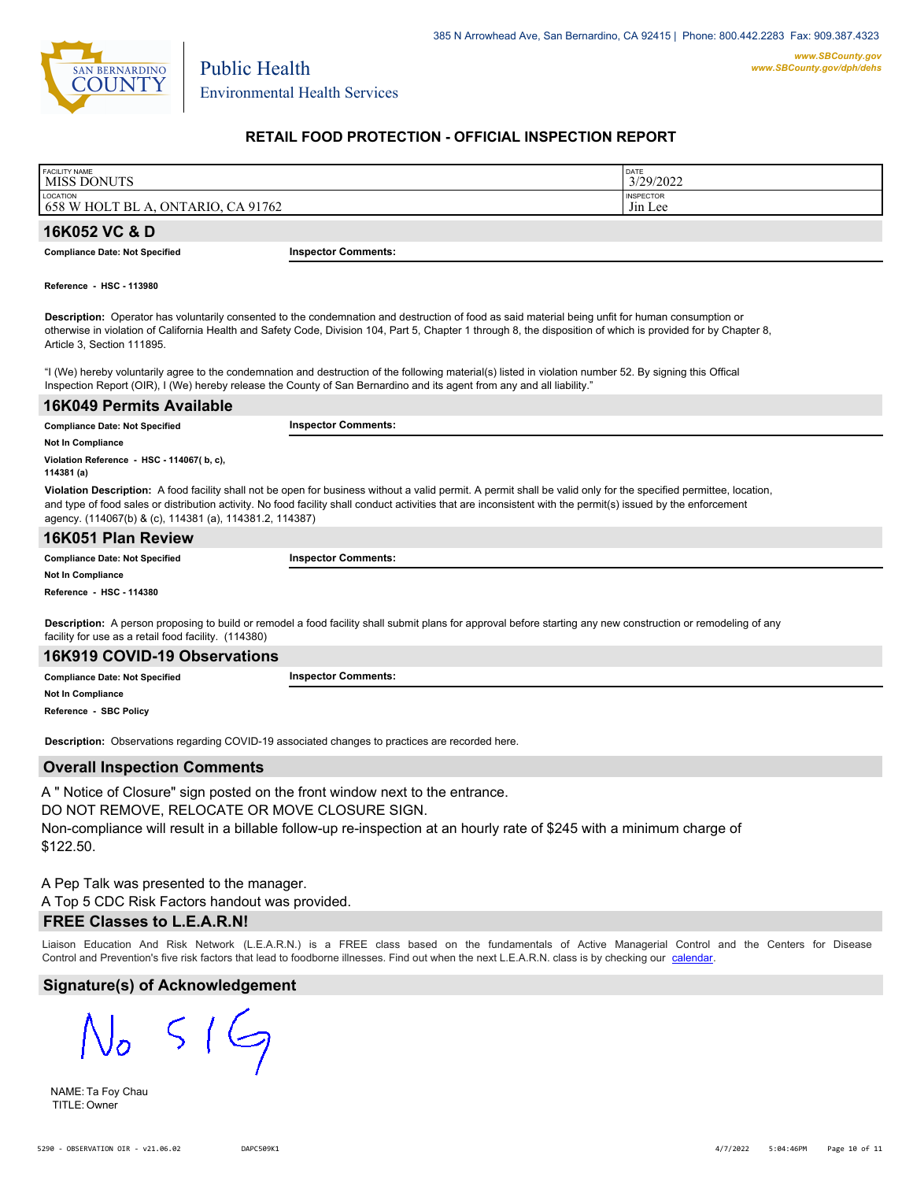385 N Arrowhead Ave, San Bernardino, CA 92415 | Phone: 800.442.2283 Fax: 909.387.4323

www.SBCounty.gov
www.SBCounty.gov/dph/dehs

SAN BERNARDINO COUNTY

Public Health
Environmental Health Services

# RETAIL FOOD PROTECTION - OFFICIAL INSPECTION REPORT

| FACILITY NAME | DATE |
| --- | --- |
| MISS DONUTS | 3/29/2022 |
| LOCATION | INSPECTOR |
| 658 W HOLT BL A, ONTARIO, CA 91762 | Jin Lee |

## 16K052 VC & D

**Compliance Date: Not Specified**

**Inspector Comments:**

**Reference - HSC - 113980**

**Description:** Operator has voluntarily consented to the condemnation and destruction of food as said material being unfit for human consumption or otherwise in violation of California Health and Safety Code, Division 104, Part 5, Chapter 1 through 8, the disposition of which is provided for by Chapter 8, Article 3, Section 111895.

"I (We) hereby voluntarily agree to the condemnation and destruction of the following material(s) listed in violation number 52. By signing this Offical Inspection Report (OIR), I (We) hereby release the County of San Bernardino and its agent from any and all liability."

## 16K049 Permits Available

**Compliance Date: Not Specified**

**Inspector Comments:**

**Not In Compliance**

**Violation Reference - HSC - 114067( b, c), 114381 (a)**

**Violation Description:** A food facility shall not be open for business without a valid permit. A permit shall be valid only for the specified permittee, location, and type of food sales or distribution activity. No food facility shall conduct activities that are inconsistent with the permit(s) issued by the enforcement agency. (114067(b) & (c), 114381 (a), 114381.2, 114387)

## 16K051 Plan Review

**Compliance Date: Not Specified**

**Inspector Comments:**

**Not In Compliance**

**Reference - HSC - 114380**

**Description:** A person proposing to build or remodel a food facility shall submit plans for approval before starting any new construction or remodeling of any facility for use as a retail food facility. (114380)

## 16K919 COVID-19 Observations

**Compliance Date: Not Specified**

**Inspector Comments:**

**Not In Compliance**

**Reference - SBC Policy**

**Description:** Observations regarding COVID-19 associated changes to practices are recorded here.

## Overall Inspection Comments

A " Notice of Closure" sign posted on the front window next to the entrance.
DO NOT REMOVE, RELOCATE OR MOVE CLOSURE SIGN.
Non-compliance will result in a billable follow-up re-inspection at an hourly rate of $245 with a minimum charge of $122.50.

A Pep Talk was presented to the manager.
A Top 5 CDC Risk Factors handout was provided.

## FREE Classes to L.E.A.R.N!

Liaison Education And Risk Network (L.E.A.R.N.) is a FREE class based on the fundamentals of Active Managerial Control and the Centers for Disease Control and Prevention's five risk factors that lead to foodborne illnesses. Find out when the next L.E.A.R.N. class is by checking our calendar.

## Signature(s) of Acknowledgement

No SIG

NAME: Ta Foy Chau
TITLE: Owner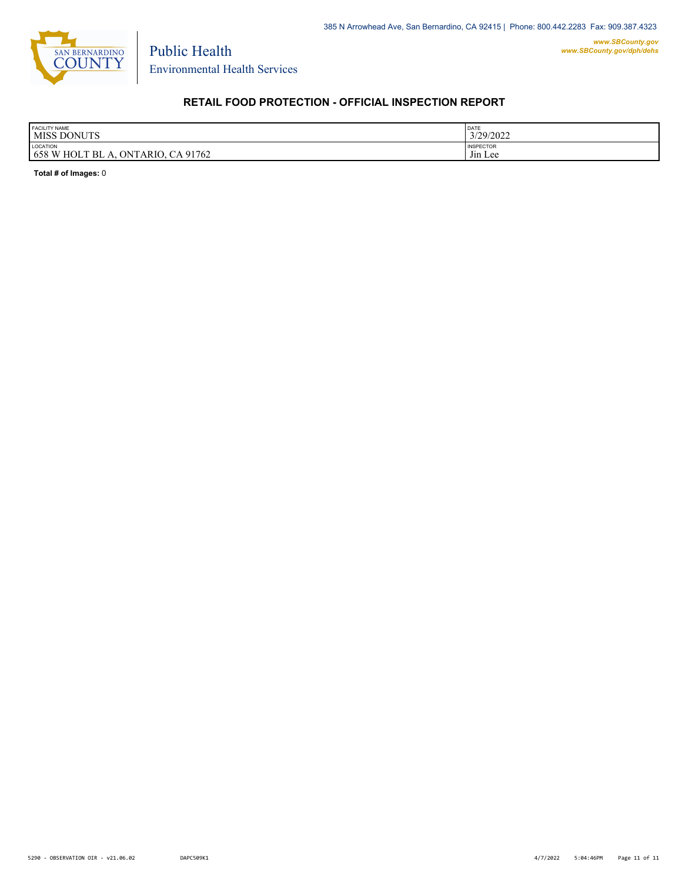385 N Arrowhead Ave, San Bernardino, CA 92415 | Phone: 800.442.2283 Fax: 909.387.4323

www.SBCounty.gov
www.SBCounty.gov/dph/dehs

SAN BERNARDINO COUNTY

Public Health
Environmental Health Services

## RETAIL FOOD PROTECTION - OFFICIAL INSPECTION REPORT

| | |
|---|---|
| FACILITY NAME<br>MISS DONUTS | DATE<br>3/29/2022 |
| LOCATION<br>658 W HOLT BL A, ONTARIO, CA 91762 | INSPECTOR<br>Jin Lee |

**Total # of Images:** 0